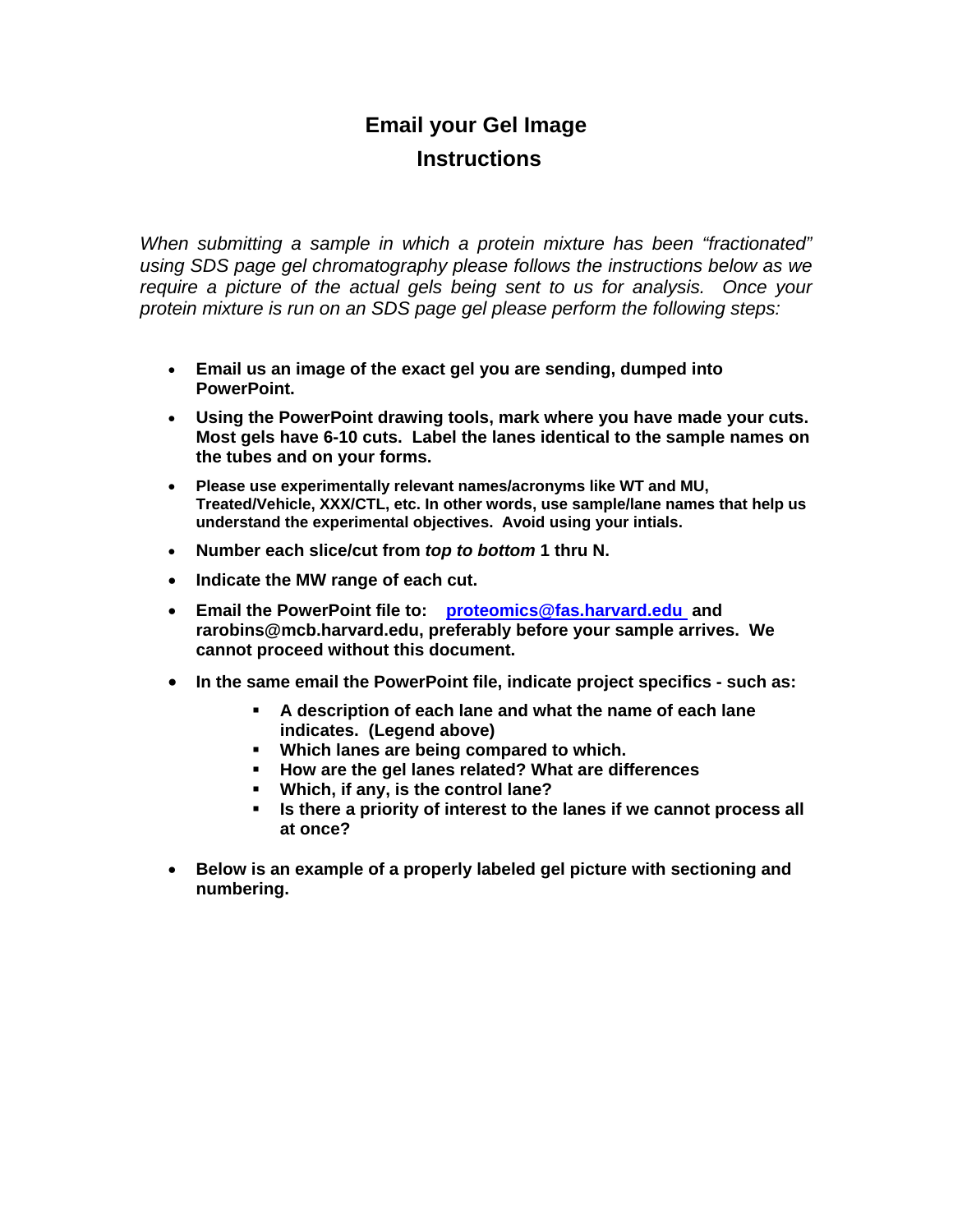# Email your Gel Image
## Instructions

*When submitting a sample in which a protein mixture has been "fractionated" using SDS page gel chromatography please follows the instructions below as we require a picture of the actual gels being sent to us for analysis. Once your protein mixture is run on an SDS page gel please perform the following steps:*

- **Email us an image of the exact gel you are sending, dumped into PowerPoint.**
- **Using the PowerPoint drawing tools, mark where you have made your cuts. Most gels have 6-10 cuts. Label the lanes identical to the sample names on the tubes and on your forms.**
- **Please use experimentally relevant names/acronyms like WT and MU, Treated/Vehicle, XXX/CTL, etc. In other words, use sample/lane names that help us understand the experimental objectives. Avoid using your intials.**
- **Number each slice/cut from *top to bottom* 1 thru N.**
- **Indicate the MW range of each cut.**
- **Email the PowerPoint file to: [proteomics@fas.harvard.edu](mailto:proteomics@fas.harvard.edu) and rarobins@mcb.harvard.edu, preferably before your sample arrives. We cannot proceed without this document.**
- **In the same email the PowerPoint file, indicate project specifics - such as:**
  - **A description of each lane and what the name of each lane indicates. (Legend above)**
  - **Which lanes are being compared to which.**
  - **How are the gel lanes related? What are differences**
  - **Which, if any, is the control lane?**
  - **Is there a priority of interest to the lanes if we cannot process all at once?**
- **Below is an example of a properly labeled gel picture with sectioning and numbering.**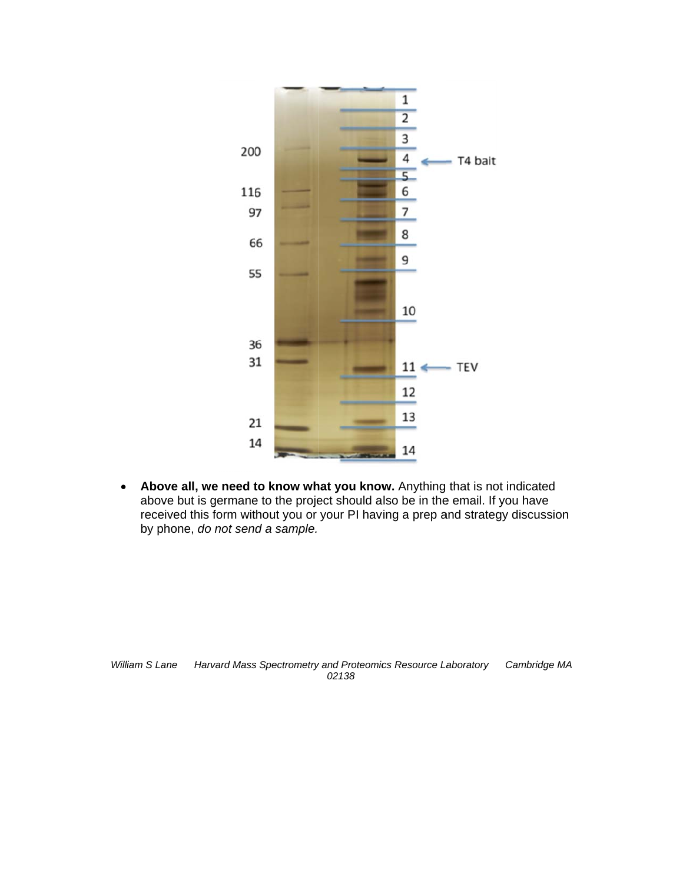200
116
97
66
55
36
31
21
14

1
2
3
4 ← T4 bait
5
6
7
8
9
10
11 ← TEV
12
13
14

- **Above all, we need to know what you know.** Anything that is not indicated above but is germane to the project should also be in the email. If you have received this form without you or your PI having a prep and strategy discussion by phone, *do not send a sample.*